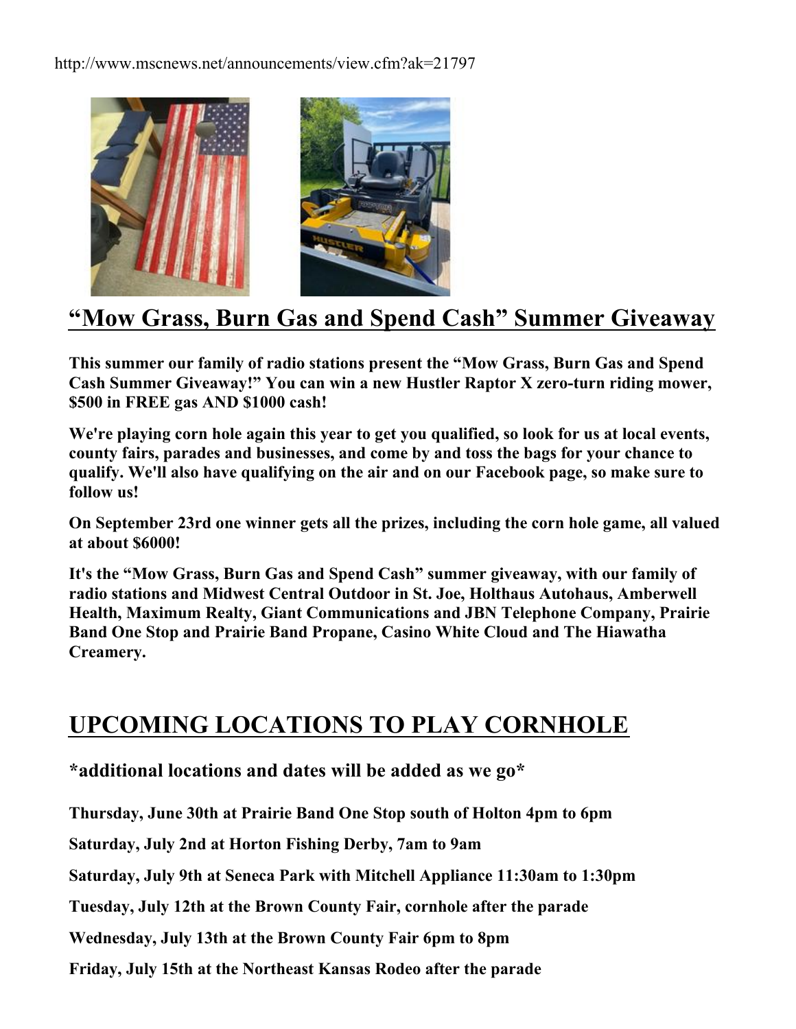http://www.mscnews.net/announcements/view.cfm?ak=21797

# "Mow Grass, Burn Gas and Spend Cash" Summer Giveaway

**This summer our family of radio stations present the "Mow Grass, Burn Gas and Spend Cash Summer Giveaway!" You can win a new Hustler Raptor X zero-turn riding mower, $500 in FREE gas AND $1000 cash!**

**We're playing corn hole again this year to get you qualified, so look for us at local events, county fairs, parades and businesses, and come by and toss the bags for your chance to qualify. We'll also have qualifying on the air and on our Facebook page, so make sure to follow us!**

**On September 23rd one winner gets all the prizes, including the corn hole game, all valued at about $6000!**

**It's the "Mow Grass, Burn Gas and Spend Cash" summer giveaway, with our family of radio stations and Midwest Central Outdoor in St. Joe, Holthaus Autohaus, Amberwell Health, Maximum Realty, Giant Communications and JBN Telephone Company, Prairie Band One Stop and Prairie Band Propane, Casino White Cloud and The Hiawatha Creamery.**

# UPCOMING LOCATIONS TO PLAY CORNHOLE

### *additional locations and dates will be added as we go*

**Thursday, June 30th at Prairie Band One Stop south of Holton 4pm to 6pm**

**Saturday, July 2nd at Horton Fishing Derby, 7am to 9am**

**Saturday, July 9th at Seneca Park with Mitchell Appliance 11:30am to 1:30pm**

**Tuesday, July 12th at the Brown County Fair, cornhole after the parade**

**Wednesday, July 13th at the Brown County Fair 6pm to 8pm**

**Friday, July 15th at the Northeast Kansas Rodeo after the parade**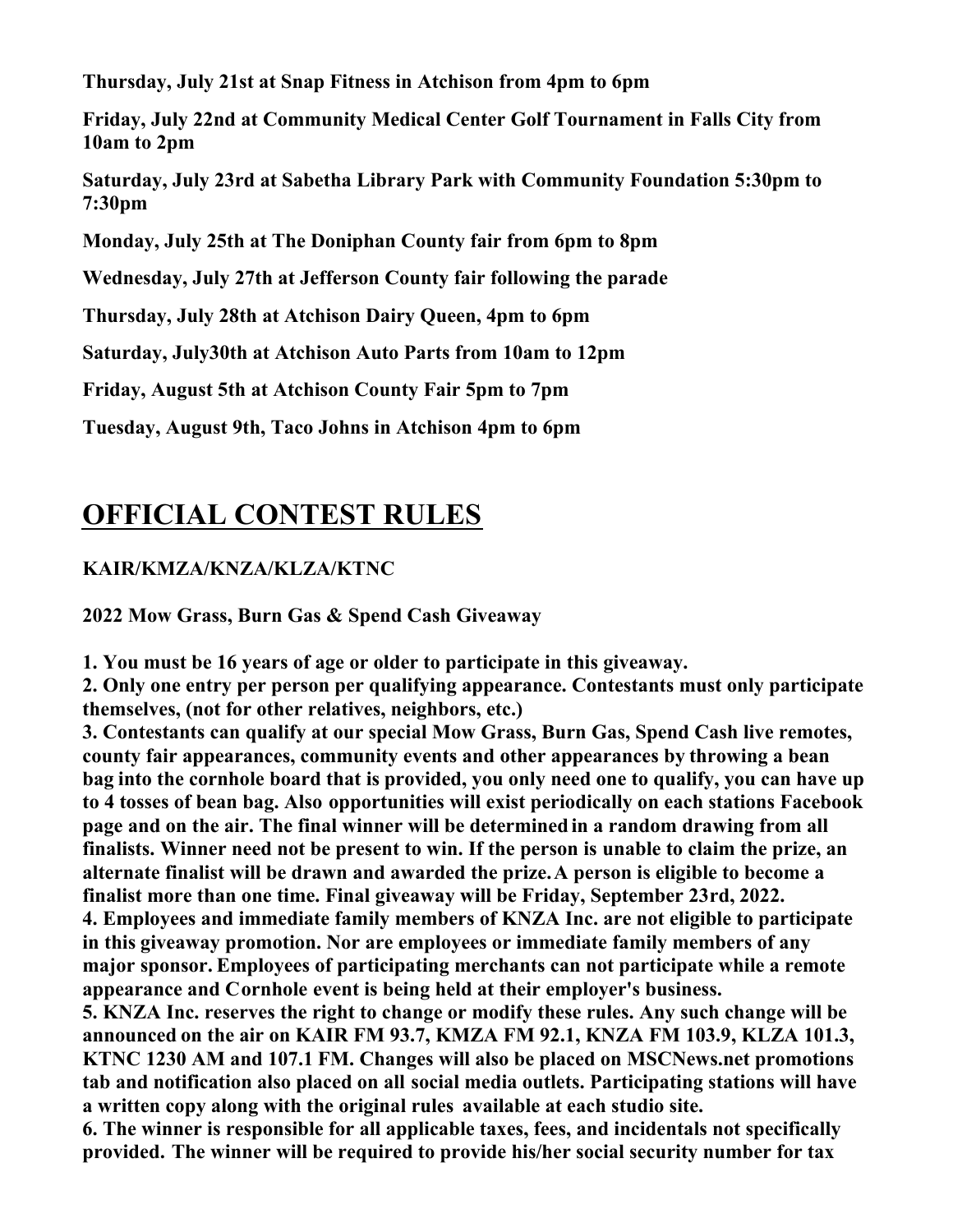**Thursday, July 21st at Snap Fitness in Atchison from 4pm to 6pm**

**Friday, July 22nd at Community Medical Center Golf Tournament in Falls City from 10am to 2pm**

**Saturday, July 23rd at Sabetha Library Park with Community Foundation 5:30pm to 7:30pm**

**Monday, July 25th at The Doniphan County fair from 6pm to 8pm**

**Wednesday, July 27th at Jefferson County fair following the parade**

**Thursday, July 28th at Atchison Dairy Queen, 4pm to 6pm**

**Saturday, July30th at Atchison Auto Parts from 10am to 12pm**

**Friday, August 5th at Atchison County Fair 5pm to 7pm**

**Tuesday, August 9th, Taco Johns in Atchison 4pm to 6pm**

# OFFICIAL CONTEST RULES

**KAIR/KMZA/KNZA/KLZA/KTNC**

**2022 Mow Grass, Burn Gas & Spend Cash Giveaway**

**1. You must be 16 years of age or older to participate in this giveaway.**
**2. Only one entry per person per qualifying appearance. Contestants must only participate themselves, (not for other relatives, neighbors, etc.)**
**3. Contestants can qualify at our special Mow Grass, Burn Gas, Spend Cash live remotes, county fair appearances, community events and other appearances by throwing a bean bag into the cornhole board that is provided, you only need one to qualify, you can have up to 4 tosses of bean bag. Also opportunities will exist periodically on each stations Facebook page and on the air. The final winner will be determined in a random drawing from all finalists. Winner need not be present to win. If the person is unable to claim the prize, an alternate finalist will be drawn and awarded the prize. A person is eligible to become a finalist more than one time. Final giveaway will be Friday, September 23rd, 2022.**
**4. Employees and immediate family members of KNZA Inc. are not eligible to participate in this giveaway promotion. Nor are employees or immediate family members of any major sponsor. Employees of participating merchants can not participate while a remote appearance and Cornhole event is being held at their employer's business.**
**5. KNZA Inc. reserves the right to change or modify these rules. Any such change will be announced on the air on KAIR FM 93.7, KMZA FM 92.1, KNZA FM 103.9, KLZA 101.3, KTNC 1230 AM and 107.1 FM. Changes will also be placed on MSCNews.net promotions tab and notification also placed on all social media outlets. Participating stations will have a written copy along with the original rules available at each studio site.**
**6. The winner is responsible for all applicable taxes, fees, and incidentals not specifically provided. The winner will be required to provide his/her social security number for tax**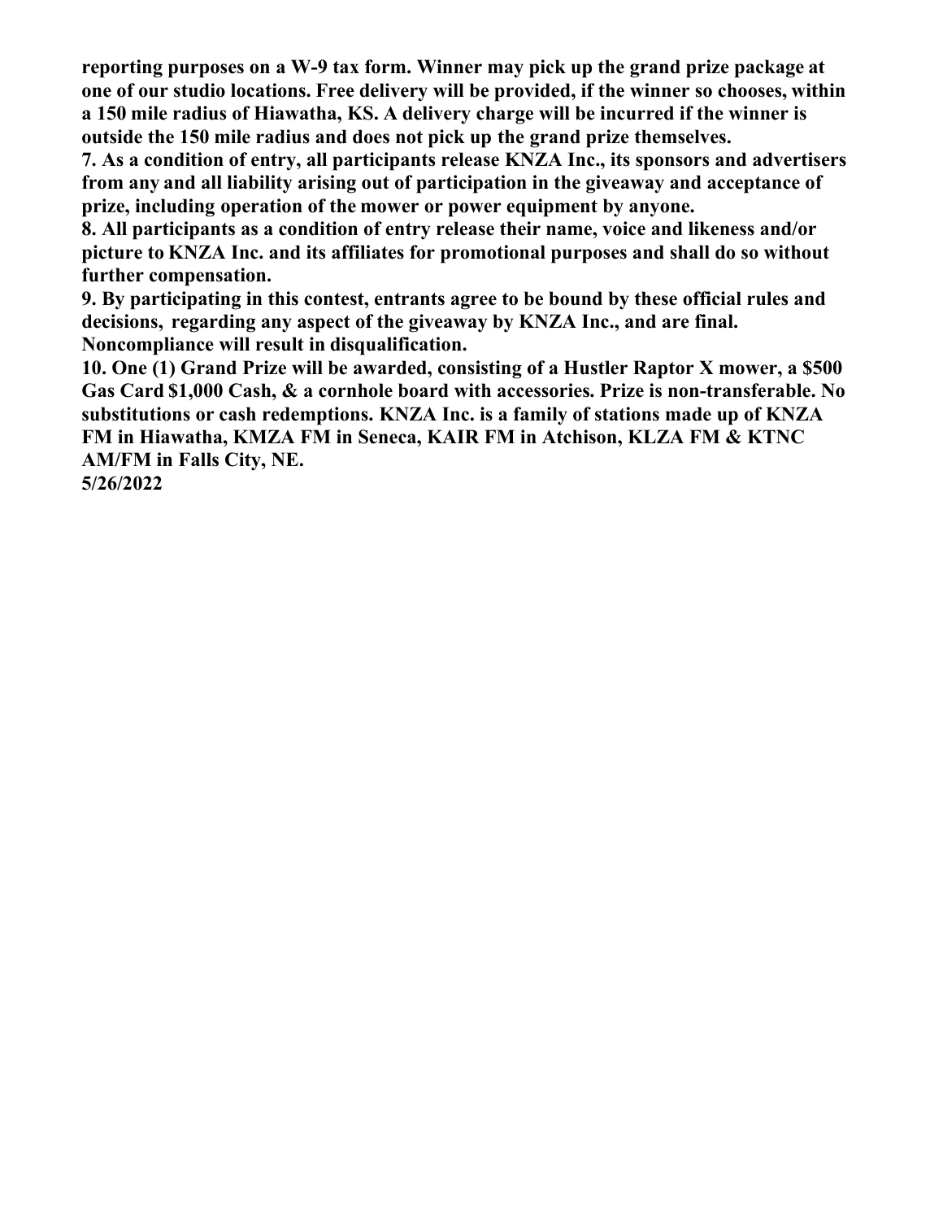**reporting purposes on a W-9 tax form. Winner may pick up the grand prize package at one of our studio locations. Free delivery will be provided, if the winner so chooses, within a 150 mile radius of Hiawatha, KS. A delivery charge will be incurred if the winner is outside the 150 mile radius and does not pick up the grand prize themselves.**

**7. As a condition of entry, all participants release KNZA Inc., its sponsors and advertisers from any and all liability arising out of participation in the giveaway and acceptance of prize, including operation of the mower or power equipment by anyone.**

**8. All participants as a condition of entry release their name, voice and likeness and/or picture to KNZA Inc. and its affiliates for promotional purposes and shall do so without further compensation.**

**9. By participating in this contest, entrants agree to be bound by these official rules and decisions, regarding any aspect of the giveaway by KNZA Inc., and are final. Noncompliance will result in disqualification.**

**10. One (1) Grand Prize will be awarded, consisting of a Hustler Raptor X mower, a $500 Gas Card $1,000 Cash, & a cornhole board with accessories. Prize is non-transferable. No substitutions or cash redemptions. KNZA Inc. is a family of stations made up of KNZA FM in Hiawatha, KMZA FM in Seneca, KAIR FM in Atchison, KLZA FM & KTNC AM/FM in Falls City, NE.**

**5/26/2022**